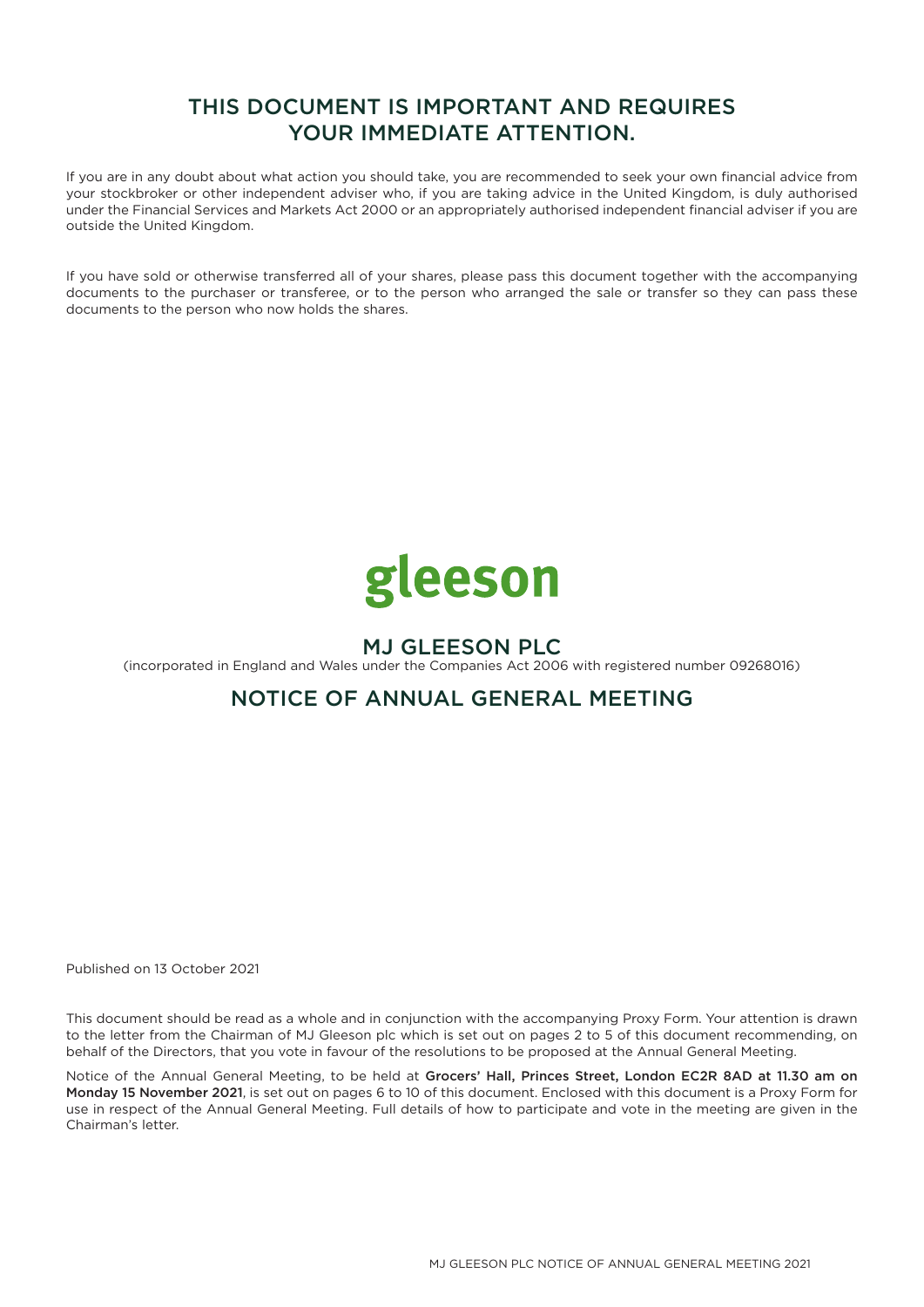# THIS DOCUMENT IS IMPORTANT AND REQUIRES YOUR IMMEDIATE ATTENTION.

If you are in any doubt about what action you should take, you are recommended to seek your own financial advice from your stockbroker or other independent adviser who, if you are taking advice in the United Kingdom, is duly authorised under the Financial Services and Markets Act 2000 or an appropriately authorised independent financial adviser if you are outside the United Kingdom.

If you have sold or otherwise transferred all of your shares, please pass this document together with the accompanying documents to the purchaser or transferee, or to the person who arranged the sale or transfer so they can pass these documents to the person who now holds the shares.

gleeson

## MJ GLEESON PLC

(incorporated in England and Wales under the Companies Act 2006 with registered number 09268016)

## NOTICE OF ANNUAL GENERAL MEETING

Published on 13 October 2021

This document should be read as a whole and in conjunction with the accompanying Proxy Form. Your attention is drawn to the letter from the Chairman of MJ Gleeson plc which is set out on pages 2 to 5 of this document recommending, on behalf of the Directors, that you vote in favour of the resolutions to be proposed at the Annual General Meeting.

Notice of the Annual General Meeting, to be held at **Grocers' Hall, Princes Street, London EC2R 8AD at 11.30 am on Monday 15 November 2021**, is set out on pages 6 to 10 of this document. Enclosed with this document is a Proxy Form for use in respect of the Annual General Meeting. Full details of how to participate and vote in the meeting are given in the Chairman's letter.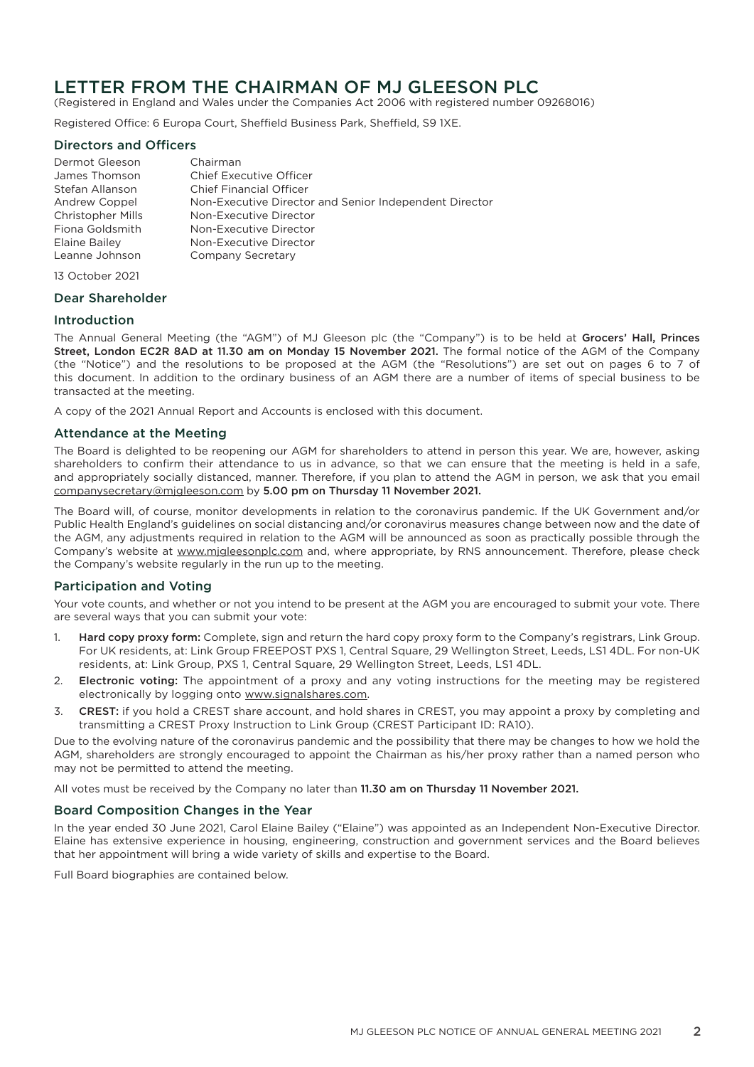# LETTER FROM THE CHAIRMAN OF MJ GLEESON PLC

(Registered in England and Wales under the Companies Act 2006 with registered number 09268016)

Registered Office: 6 Europa Court, Sheffield Business Park, Sheffield, S9 1XE.

## Directors and Officers

| | |
|---|---|
| Dermot Gleeson | Chairman |
| James Thomson | Chief Executive Officer |
| Stefan Allanson | Chief Financial Officer |
| Andrew Coppel | Non-Executive Director and Senior Independent Director |
| Christopher Mills | Non-Executive Director |
| Fiona Goldsmith | Non-Executive Director |
| Elaine Bailey | Non-Executive Director |
| Leanne Johnson | Company Secretary |

13 October 2021

## Dear Shareholder

## Introduction

The Annual General Meeting (the "AGM") of MJ Gleeson plc (the "Company") is to be held at **Grocers' Hall, Princes Street, London EC2R 8AD at 11.30 am on Monday 15 November 2021.** The formal notice of the AGM of the Company (the "Notice") and the resolutions to be proposed at the AGM (the "Resolutions") are set out on pages 6 to 7 of this document. In addition to the ordinary business of an AGM there are a number of items of special business to be transacted at the meeting.

A copy of the 2021 Annual Report and Accounts is enclosed with this document.

## Attendance at the Meeting

The Board is delighted to be reopening our AGM for shareholders to attend in person this year. We are, however, asking shareholders to confirm their attendance to us in advance, so that we can ensure that the meeting is held in a safe, and appropriately socially distanced, manner. Therefore, if you plan to attend the AGM in person, we ask that you email companysecretary@mjgleeson.com by **5.00 pm on Thursday 11 November 2021.**

The Board will, of course, monitor developments in relation to the coronavirus pandemic. If the UK Government and/or Public Health England's guidelines on social distancing and/or coronavirus measures change between now and the date of the AGM, any adjustments required in relation to the AGM will be announced as soon as practically possible through the Company's website at www.mjgleesonplc.com and, where appropriate, by RNS announcement. Therefore, please check the Company's website regularly in the run up to the meeting.

## Participation and Voting

Your vote counts, and whether or not you intend to be present at the AGM you are encouraged to submit your vote. There are several ways that you can submit your vote:

1. **Hard copy proxy form:** Complete, sign and return the hard copy proxy form to the Company's registrars, Link Group. For UK residents, at: Link Group FREEPOST PXS 1, Central Square, 29 Wellington Street, Leeds, LS1 4DL. For non-UK residents, at: Link Group, PXS 1, Central Square, 29 Wellington Street, Leeds, LS1 4DL.
2. **Electronic voting:** The appointment of a proxy and any voting instructions for the meeting may be registered electronically by logging onto www.signalshares.com.
3. **CREST:** if you hold a CREST share account, and hold shares in CREST, you may appoint a proxy by completing and transmitting a CREST Proxy Instruction to Link Group (CREST Participant ID: RA10).

Due to the evolving nature of the coronavirus pandemic and the possibility that there may be changes to how we hold the AGM, shareholders are strongly encouraged to appoint the Chairman as his/her proxy rather than a named person who may not be permitted to attend the meeting.

All votes must be received by the Company no later than **11.30 am on Thursday 11 November 2021.**

## Board Composition Changes in the Year

In the year ended 30 June 2021, Carol Elaine Bailey ("Elaine") was appointed as an Independent Non-Executive Director. Elaine has extensive experience in housing, engineering, construction and government services and the Board believes that her appointment will bring a wide variety of skills and expertise to the Board.

Full Board biographies are contained below.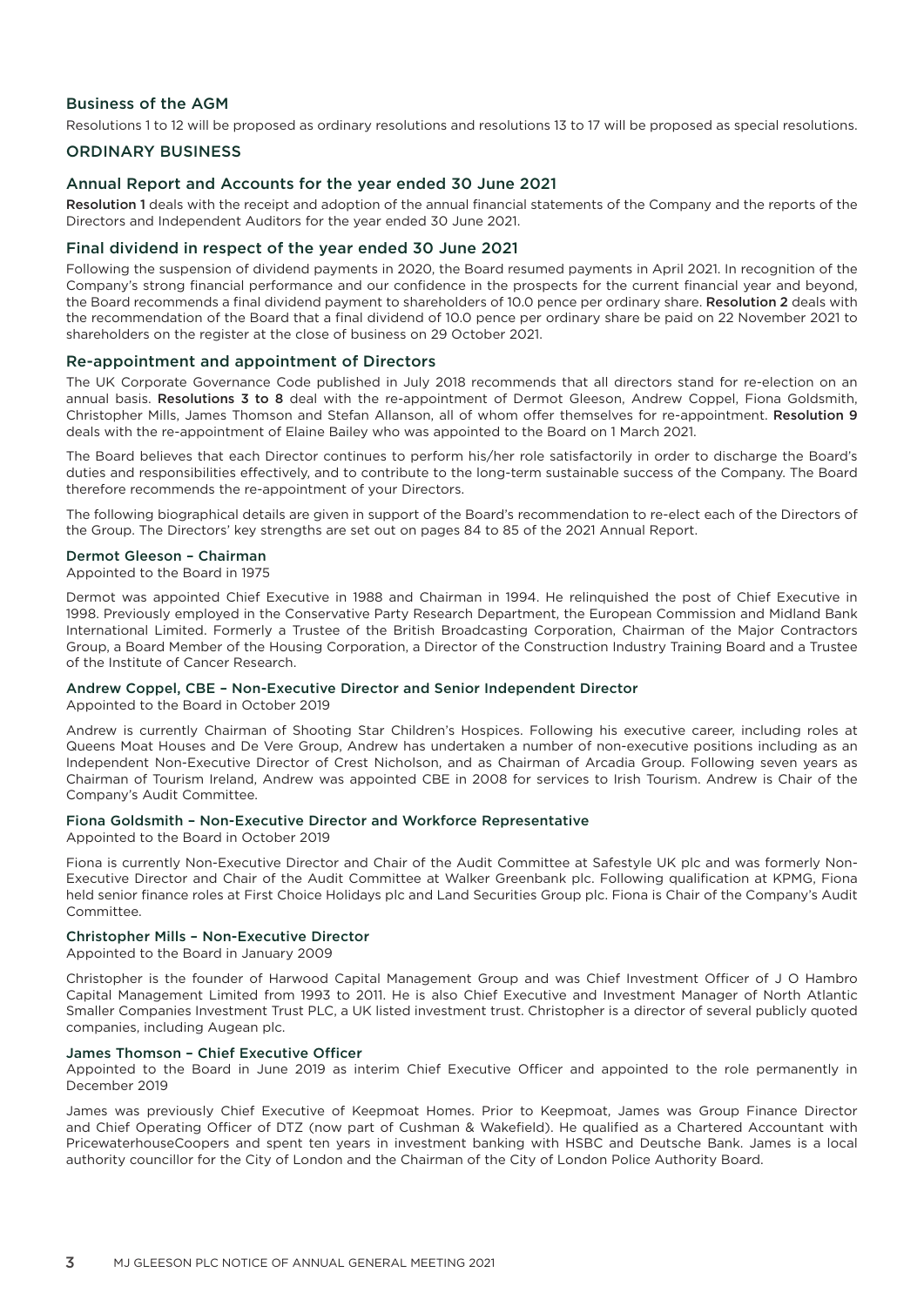## Business of the AGM

Resolutions 1 to 12 will be proposed as ordinary resolutions and resolutions 13 to 17 will be proposed as special resolutions.

## ORDINARY BUSINESS

### Annual Report and Accounts for the year ended 30 June 2021

**Resolution 1** deals with the receipt and adoption of the annual financial statements of the Company and the reports of the Directors and Independent Auditors for the year ended 30 June 2021.

### Final dividend in respect of the year ended 30 June 2021

Following the suspension of dividend payments in 2020, the Board resumed payments in April 2021. In recognition of the Company's strong financial performance and our confidence in the prospects for the current financial year and beyond, the Board recommends a final dividend payment to shareholders of 10.0 pence per ordinary share. **Resolution 2** deals with the recommendation of the Board that a final dividend of 10.0 pence per ordinary share be paid on 22 November 2021 to shareholders on the register at the close of business on 29 October 2021.

### Re-appointment and appointment of Directors

The UK Corporate Governance Code published in July 2018 recommends that all directors stand for re-election on an annual basis. **Resolutions 3 to 8** deal with the re-appointment of Dermot Gleeson, Andrew Coppel, Fiona Goldsmith, Christopher Mills, James Thomson and Stefan Allanson, all of whom offer themselves for re-appointment. **Resolution 9** deals with the re-appointment of Elaine Bailey who was appointed to the Board on 1 March 2021.

The Board believes that each Director continues to perform his/her role satisfactorily in order to discharge the Board's duties and responsibilities effectively, and to contribute to the long-term sustainable success of the Company. The Board therefore recommends the re-appointment of your Directors.

The following biographical details are given in support of the Board's recommendation to re-elect each of the Directors of the Group. The Directors' key strengths are set out on pages 84 to 85 of the 2021 Annual Report.

#### Dermot Gleeson – Chairman

Appointed to the Board in 1975

Dermot was appointed Chief Executive in 1988 and Chairman in 1994. He relinquished the post of Chief Executive in 1998. Previously employed in the Conservative Party Research Department, the European Commission and Midland Bank International Limited. Formerly a Trustee of the British Broadcasting Corporation, Chairman of the Major Contractors Group, a Board Member of the Housing Corporation, a Director of the Construction Industry Training Board and a Trustee of the Institute of Cancer Research.

#### Andrew Coppel, CBE – Non-Executive Director and Senior Independent Director

Appointed to the Board in October 2019

Andrew is currently Chairman of Shooting Star Children's Hospices. Following his executive career, including roles at Queens Moat Houses and De Vere Group, Andrew has undertaken a number of non-executive positions including as an Independent Non-Executive Director of Crest Nicholson, and as Chairman of Arcadia Group. Following seven years as Chairman of Tourism Ireland, Andrew was appointed CBE in 2008 for services to Irish Tourism. Andrew is Chair of the Company's Audit Committee.

#### Fiona Goldsmith – Non-Executive Director and Workforce Representative

Appointed to the Board in October 2019

Fiona is currently Non-Executive Director and Chair of the Audit Committee at Safestyle UK plc and was formerly Non-Executive Director and Chair of the Audit Committee at Walker Greenbank plc. Following qualification at KPMG, Fiona held senior finance roles at First Choice Holidays plc and Land Securities Group plc. Fiona is Chair of the Company's Audit Committee.

#### Christopher Mills – Non-Executive Director

Appointed to the Board in January 2009

Christopher is the founder of Harwood Capital Management Group and was Chief Investment Officer of J O Hambro Capital Management Limited from 1993 to 2011. He is also Chief Executive and Investment Manager of North Atlantic Smaller Companies Investment Trust PLC, a UK listed investment trust. Christopher is a director of several publicly quoted companies, including Augean plc.

#### James Thomson – Chief Executive Officer

Appointed to the Board in June 2019 as interim Chief Executive Officer and appointed to the role permanently in December 2019

James was previously Chief Executive of Keepmoat Homes. Prior to Keepmoat, James was Group Finance Director and Chief Operating Officer of DTZ (now part of Cushman & Wakefield). He qualified as a Chartered Accountant with PricewaterhouseCoopers and spent ten years in investment banking with HSBC and Deutsche Bank. James is a local authority councillor for the City of London and the Chairman of the City of London Police Authority Board.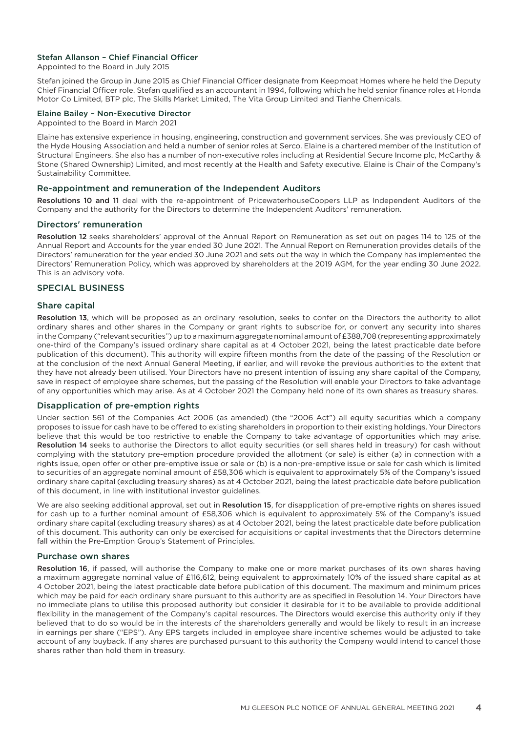#### Stefan Allanson – Chief Financial Officer

Appointed to the Board in July 2015

Stefan joined the Group in June 2015 as Chief Financial Officer designate from Keepmoat Homes where he held the Deputy Chief Financial Officer role. Stefan qualified as an accountant in 1994, following which he held senior finance roles at Honda Motor Co Limited, BTP plc, The Skills Market Limited, The Vita Group Limited and Tianhe Chemicals.

#### Elaine Bailey – Non-Executive Director

Appointed to the Board in March 2021

Elaine has extensive experience in housing, engineering, construction and government services. She was previously CEO of the Hyde Housing Association and held a number of senior roles at Serco. Elaine is a chartered member of the Institution of Structural Engineers. She also has a number of non-executive roles including at Residential Secure Income plc, McCarthy & Stone (Shared Ownership) Limited, and most recently at the Health and Safety executive. Elaine is Chair of the Company's Sustainability Committee.

### Re-appointment and remuneration of the Independent Auditors

**Resolutions 10 and 11** deal with the re-appointment of PricewaterhouseCoopers LLP as Independent Auditors of the Company and the authority for the Directors to determine the Independent Auditors' remuneration.

### Directors' remuneration

**Resolution 12** seeks shareholders' approval of the Annual Report on Remuneration as set out on pages 114 to 125 of the Annual Report and Accounts for the year ended 30 June 2021. The Annual Report on Remuneration provides details of the Directors' remuneration for the year ended 30 June 2021 and sets out the way in which the Company has implemented the Directors' Remuneration Policy, which was approved by shareholders at the 2019 AGM, for the year ending 30 June 2022. This is an advisory vote.

## SPECIAL BUSINESS

### Share capital

**Resolution 13**, which will be proposed as an ordinary resolution, seeks to confer on the Directors the authority to allot ordinary shares and other shares in the Company or grant rights to subscribe for, or convert any security into shares in the Company ("relevant securities") up to a maximum aggregate nominal amount of £388,708 (representing approximately one-third of the Company's issued ordinary share capital as at 4 October 2021, being the latest practicable date before publication of this document). This authority will expire fifteen months from the date of the passing of the Resolution or at the conclusion of the next Annual General Meeting, if earlier, and will revoke the previous authorities to the extent that they have not already been utilised. Your Directors have no present intention of issuing any share capital of the Company, save in respect of employee share schemes, but the passing of the Resolution will enable your Directors to take advantage of any opportunities which may arise. As at 4 October 2021 the Company held none of its own shares as treasury shares.

### Disapplication of pre-emption rights

Under section 561 of the Companies Act 2006 (as amended) (the "2006 Act") all equity securities which a company proposes to issue for cash have to be offered to existing shareholders in proportion to their existing holdings. Your Directors believe that this would be too restrictive to enable the Company to take advantage of opportunities which may arise. **Resolution 14** seeks to authorise the Directors to allot equity securities (or sell shares held in treasury) for cash without complying with the statutory pre-emption procedure provided the allotment (or sale) is either (a) in connection with a rights issue, open offer or other pre-emptive issue or sale or (b) is a non-pre-emptive issue or sale for cash which is limited to securities of an aggregate nominal amount of £58,306 which is equivalent to approximately 5% of the Company's issued ordinary share capital (excluding treasury shares) as at 4 October 2021, being the latest practicable date before publication of this document, in line with institutional investor guidelines.

We are also seeking additional approval, set out in **Resolution 15**, for disapplication of pre-emptive rights on shares issued for cash up to a further nominal amount of £58,306 which is equivalent to approximately 5% of the Company's issued ordinary share capital (excluding treasury shares) as at 4 October 2021, being the latest practicable date before publication of this document. This authority can only be exercised for acquisitions or capital investments that the Directors determine fall within the Pre-Emption Group's Statement of Principles.

### Purchase own shares

**Resolution 16**, if passed, will authorise the Company to make one or more market purchases of its own shares having a maximum aggregate nominal value of £116,612, being equivalent to approximately 10% of the issued share capital as at 4 October 2021, being the latest practicable date before publication of this document. The maximum and minimum prices which may be paid for each ordinary share pursuant to this authority are as specified in Resolution 14. Your Directors have no immediate plans to utilise this proposed authority but consider it desirable for it to be available to provide additional flexibility in the management of the Company's capital resources. The Directors would exercise this authority only if they believed that to do so would be in the interests of the shareholders generally and would be likely to result in an increase in earnings per share ("EPS"). Any EPS targets included in employee share incentive schemes would be adjusted to take account of any buyback. If any shares are purchased pursuant to this authority the Company would intend to cancel those shares rather than hold them in treasury.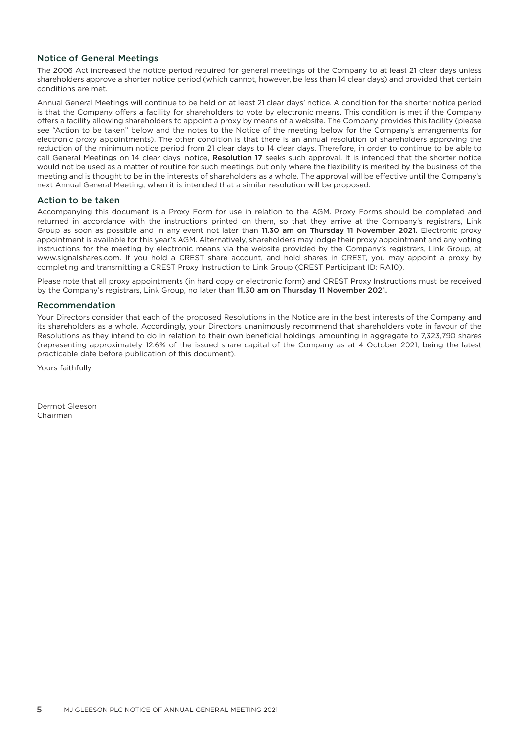## Notice of General Meetings

The 2006 Act increased the notice period required for general meetings of the Company to at least 21 clear days unless shareholders approve a shorter notice period (which cannot, however, be less than 14 clear days) and provided that certain conditions are met.

Annual General Meetings will continue to be held on at least 21 clear days' notice. A condition for the shorter notice period is that the Company offers a facility for shareholders to vote by electronic means. This condition is met if the Company offers a facility allowing shareholders to appoint a proxy by means of a website. The Company provides this facility (please see "Action to be taken" below and the notes to the Notice of the meeting below for the Company's arrangements for electronic proxy appointments). The other condition is that there is an annual resolution of shareholders approving the reduction of the minimum notice period from 21 clear days to 14 clear days. Therefore, in order to continue to be able to call General Meetings on 14 clear days' notice, **Resolution 17** seeks such approval. It is intended that the shorter notice would not be used as a matter of routine for such meetings but only where the flexibility is merited by the business of the meeting and is thought to be in the interests of shareholders as a whole. The approval will be effective until the Company's next Annual General Meeting, when it is intended that a similar resolution will be proposed.

## Action to be taken

Accompanying this document is a Proxy Form for use in relation to the AGM. Proxy Forms should be completed and returned in accordance with the instructions printed on them, so that they arrive at the Company's registrars, Link Group as soon as possible and in any event not later than **11.30 am on Thursday 11 November 2021.** Electronic proxy appointment is available for this year's AGM. Alternatively, shareholders may lodge their proxy appointment and any voting instructions for the meeting by electronic means via the website provided by the Company's registrars, Link Group, at www.signalshares.com. If you hold a CREST share account, and hold shares in CREST, you may appoint a proxy by completing and transmitting a CREST Proxy Instruction to Link Group (CREST Participant ID: RA10).

Please note that all proxy appointments (in hard copy or electronic form) and CREST Proxy Instructions must be received by the Company's registrars, Link Group, no later than **11.30 am on Thursday 11 November 2021.**

## Recommendation

Your Directors consider that each of the proposed Resolutions in the Notice are in the best interests of the Company and its shareholders as a whole. Accordingly, your Directors unanimously recommend that shareholders vote in favour of the Resolutions as they intend to do in relation to their own beneficial holdings, amounting in aggregate to 7,323,790 shares (representing approximately 12.6% of the issued share capital of the Company as at 4 October 2021, being the latest practicable date before publication of this document).

Yours faithfully

Dermot Gleeson
Chairman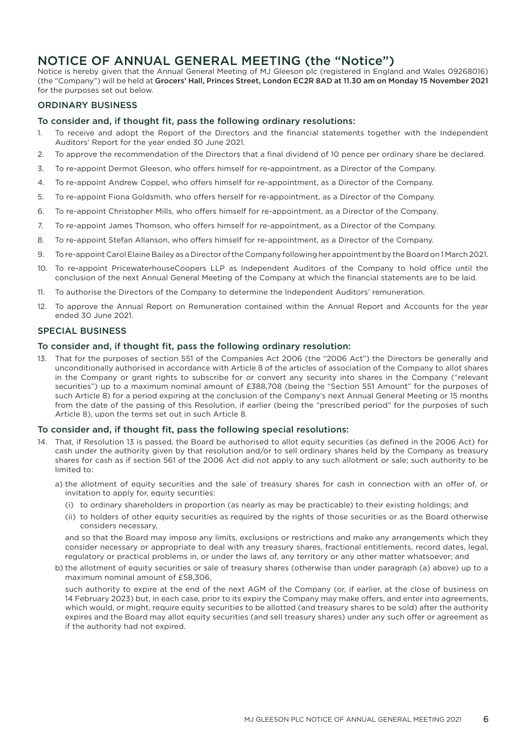# NOTICE OF ANNUAL GENERAL MEETING (the "Notice")

Notice is hereby given that the Annual General Meeting of MJ Gleeson plc (registered in England and Wales 09268016) (the "Company") will be held at **Grocers' Hall, Princes Street, London EC2R 8AD at 11.30 am on Monday 15 November 2021** for the purposes set out below.

## ORDINARY BUSINESS

### To consider and, if thought fit, pass the following ordinary resolutions:

1. To receive and adopt the Report of the Directors and the financial statements together with the Independent Auditors' Report for the year ended 30 June 2021.
2. To approve the recommendation of the Directors that a final dividend of 10 pence per ordinary share be declared.
3. To re-appoint Dermot Gleeson, who offers himself for re-appointment, as a Director of the Company.
4. To re-appoint Andrew Coppel, who offers himself for re-appointment, as a Director of the Company.
5. To re-appoint Fiona Goldsmith, who offers herself for re-appointment, as a Director of the Company.
6. To re-appoint Christopher Mills, who offers himself for re-appointment, as a Director of the Company.
7. To re-appoint James Thomson, who offers himself for re-appointment, as a Director of the Company.
8. To re-appoint Stefan Allanson, who offers himself for re-appointment, as a Director of the Company.
9. To re-appoint Carol Elaine Bailey as a Director of the Company following her appointment by the Board on 1 March 2021.
10. To re-appoint PricewaterhouseCoopers LLP as Independent Auditors of the Company to hold office until the conclusion of the next Annual General Meeting of the Company at which the financial statements are to be laid.
11. To authorise the Directors of the Company to determine the Independent Auditors' remuneration.
12. To approve the Annual Report on Remuneration contained within the Annual Report and Accounts for the year ended 30 June 2021.

## SPECIAL BUSINESS

### To consider and, if thought fit, pass the following ordinary resolution:

13. That for the purposes of section 551 of the Companies Act 2006 (the "2006 Act") the Directors be generally and unconditionally authorised in accordance with Article 8 of the articles of association of the Company to allot shares in the Company or grant rights to subscribe for or convert any security into shares in the Company ("relevant securities") up to a maximum nominal amount of £388,708 (being the "Section 551 Amount" for the purposes of such Article 8) for a period expiring at the conclusion of the Company's next Annual General Meeting or 15 months from the date of the passing of this Resolution, if earlier (being the "prescribed period" for the purposes of such Article 8), upon the terms set out in such Article 8.

### To consider and, if thought fit, pass the following special resolutions:

14. That, if Resolution 13 is passed, the Board be authorised to allot equity securities (as defined in the 2006 Act) for cash under the authority given by that resolution and/or to sell ordinary shares held by the Company as treasury shares for cash as if section 561 of the 2006 Act did not apply to any such allotment or sale; such authority to be limited to:

    a) the allotment of equity securities and the sale of treasury shares for cash in connection with an offer of, or invitation to apply for, equity securities:

       (i) to ordinary shareholders in proportion (as nearly as may be practicable) to their existing holdings; and

       (ii) to holders of other equity securities as required by the rights of those securities or as the Board otherwise considers necessary,

       and so that the Board may impose any limits, exclusions or restrictions and make any arrangements which they consider necessary or appropriate to deal with any treasury shares, fractional entitlements, record dates, legal, regulatory or practical problems in, or under the laws of, any territory or any other matter whatsoever; and

    b) the allotment of equity securities or sale of treasury shares (otherwise than under paragraph (a) above) up to a maximum nominal amount of £58,306,

       such authority to expire at the end of the next AGM of the Company (or, if earlier, at the close of business on 14 February 2023) but, in each case, prior to its expiry the Company may make offers, and enter into agreements, which would, or might, require equity securities to be allotted (and treasury shares to be sold) after the authority expires and the Board may allot equity securities (and sell treasury shares) under any such offer or agreement as if the authority had not expired.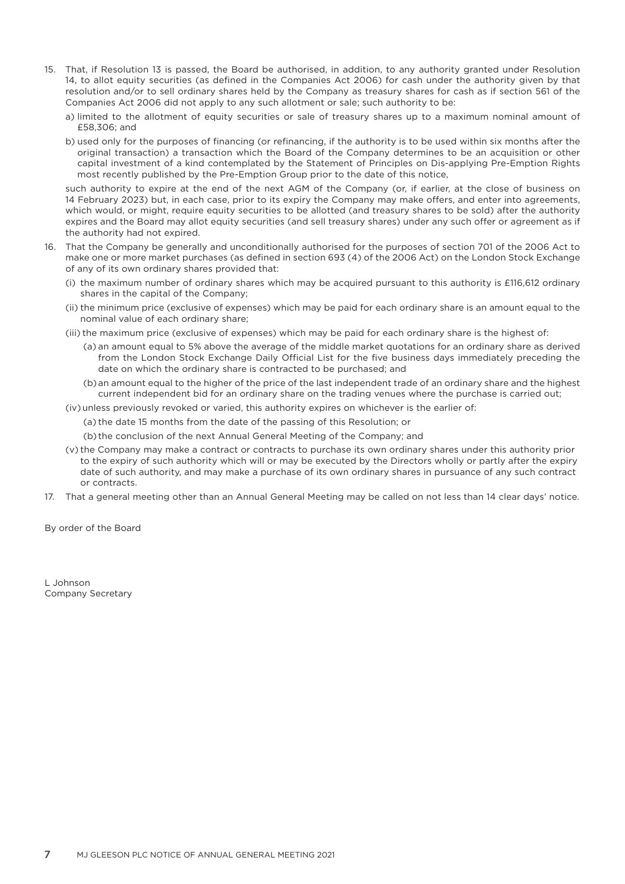15. That, if Resolution 13 is passed, the Board be authorised, in addition, to any authority granted under Resolution 14, to allot equity securities (as defined in the Companies Act 2006) for cash under the authority given by that resolution and/or to sell ordinary shares held by the Company as treasury shares for cash as if section 561 of the Companies Act 2006 did not apply to any such allotment or sale; such authority to be:

    a) limited to the allotment of equity securities or sale of treasury shares up to a maximum nominal amount of £58,306; and

    b) used only for the purposes of financing (or refinancing, if the authority is to be used within six months after the original transaction) a transaction which the Board of the Company determines to be an acquisition or other capital investment of a kind contemplated by the Statement of Principles on Dis-applying Pre-Emption Rights most recently published by the Pre-Emption Group prior to the date of this notice,

    such authority to expire at the end of the next AGM of the Company (or, if earlier, at the close of business on 14 February 2023) but, in each case, prior to its expiry the Company may make offers, and enter into agreements, which would, or might, require equity securities to be allotted (and treasury shares to be sold) after the authority expires and the Board may allot equity securities (and sell treasury shares) under any such offer or agreement as if the authority had not expired.

16. That the Company be generally and unconditionally authorised for the purposes of section 701 of the 2006 Act to make one or more market purchases (as defined in section 693 (4) of the 2006 Act) on the London Stock Exchange of any of its own ordinary shares provided that:

    (i) the maximum number of ordinary shares which may be acquired pursuant to this authority is £116,612 ordinary shares in the capital of the Company;

    (ii) the minimum price (exclusive of expenses) which may be paid for each ordinary share is an amount equal to the nominal value of each ordinary share;

    (iii) the maximum price (exclusive of expenses) which may be paid for each ordinary share is the highest of:

    (a) an amount equal to 5% above the average of the middle market quotations for an ordinary share as derived from the London Stock Exchange Daily Official List for the five business days immediately preceding the date on which the ordinary share is contracted to be purchased; and

    (b) an amount equal to the higher of the price of the last independent trade of an ordinary share and the highest current independent bid for an ordinary share on the trading venues where the purchase is carried out;

    (iv) unless previously revoked or varied, this authority expires on whichever is the earlier of:

    (a) the date 15 months from the date of the passing of this Resolution; or

    (b) the conclusion of the next Annual General Meeting of the Company; and

    (v) the Company may make a contract or contracts to purchase its own ordinary shares under this authority prior to the expiry of such authority which will or may be executed by the Directors wholly or partly after the expiry date of such authority, and may make a purchase of its own ordinary shares in pursuance of any such contract or contracts.

17. That a general meeting other than an Annual General Meeting may be called on not less than 14 clear days' notice.

By order of the Board

L Johnson
Company Secretary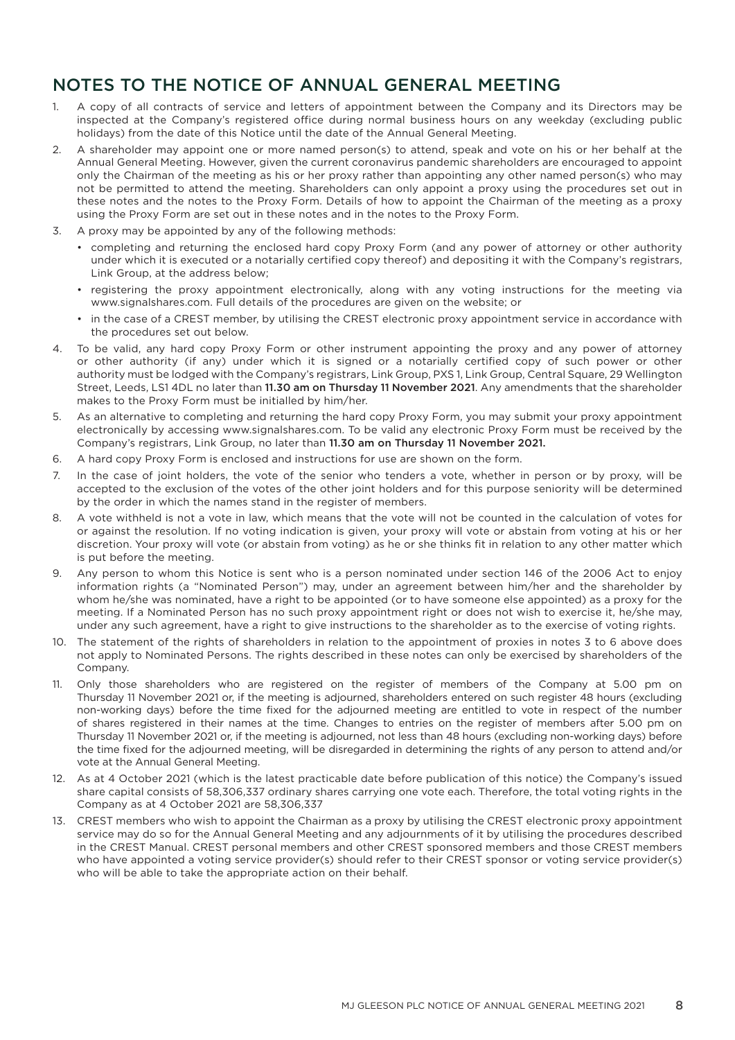## NOTES TO THE NOTICE OF ANNUAL GENERAL MEETING

1. A copy of all contracts of service and letters of appointment between the Company and its Directors may be inspected at the Company's registered office during normal business hours on any weekday (excluding public holidays) from the date of this Notice until the date of the Annual General Meeting.
2. A shareholder may appoint one or more named person(s) to attend, speak and vote on his or her behalf at the Annual General Meeting. However, given the current coronavirus pandemic shareholders are encouraged to appoint only the Chairman of the meeting as his or her proxy rather than appointing any other named person(s) who may not be permitted to attend the meeting. Shareholders can only appoint a proxy using the procedures set out in these notes and the notes to the Proxy Form. Details of how to appoint the Chairman of the meeting as a proxy using the Proxy Form are set out in these notes and in the notes to the Proxy Form.
3. A proxy may be appointed by any of the following methods:
   - completing and returning the enclosed hard copy Proxy Form (and any power of attorney or other authority under which it is executed or a notarially certified copy thereof) and depositing it with the Company's registrars, Link Group, at the address below;
   - registering the proxy appointment electronically, along with any voting instructions for the meeting via www.signalshares.com. Full details of the procedures are given on the website; or
   - in the case of a CREST member, by utilising the CREST electronic proxy appointment service in accordance with the procedures set out below.
4. To be valid, any hard copy Proxy Form or other instrument appointing the proxy and any power of attorney or other authority (if any) under which it is signed or a notarially certified copy of such power or other authority must be lodged with the Company's registrars, Link Group, PXS 1, Link Group, Central Square, 29 Wellington Street, Leeds, LS1 4DL no later than **11.30 am on Thursday 11 November 2021**. Any amendments that the shareholder makes to the Proxy Form must be initialled by him/her.
5. As an alternative to completing and returning the hard copy Proxy Form, you may submit your proxy appointment electronically by accessing www.signalshares.com. To be valid any electronic Proxy Form must be received by the Company's registrars, Link Group, no later than **11.30 am on Thursday 11 November 2021.**
6. A hard copy Proxy Form is enclosed and instructions for use are shown on the form.
7. In the case of joint holders, the vote of the senior who tenders a vote, whether in person or by proxy, will be accepted to the exclusion of the votes of the other joint holders and for this purpose seniority will be determined by the order in which the names stand in the register of members.
8. A vote withheld is not a vote in law, which means that the vote will not be counted in the calculation of votes for or against the resolution. If no voting indication is given, your proxy will vote or abstain from voting at his or her discretion. Your proxy will vote (or abstain from voting) as he or she thinks fit in relation to any other matter which is put before the meeting.
9. Any person to whom this Notice is sent who is a person nominated under section 146 of the 2006 Act to enjoy information rights (a "Nominated Person") may, under an agreement between him/her and the shareholder by whom he/she was nominated, have a right to be appointed (or to have someone else appointed) as a proxy for the meeting. If a Nominated Person has no such proxy appointment right or does not wish to exercise it, he/she may, under any such agreement, have a right to give instructions to the shareholder as to the exercise of voting rights.
10. The statement of the rights of shareholders in relation to the appointment of proxies in notes 3 to 6 above does not apply to Nominated Persons. The rights described in these notes can only be exercised by shareholders of the Company.
11. Only those shareholders who are registered on the register of members of the Company at 5.00 pm on Thursday 11 November 2021 or, if the meeting is adjourned, shareholders entered on such register 48 hours (excluding non-working days) before the time fixed for the adjourned meeting are entitled to vote in respect of the number of shares registered in their names at the time. Changes to entries on the register of members after 5.00 pm on Thursday 11 November 2021 or, if the meeting is adjourned, not less than 48 hours (excluding non-working days) before the time fixed for the adjourned meeting, will be disregarded in determining the rights of any person to attend and/or vote at the Annual General Meeting.
12. As at 4 October 2021 (which is the latest practicable date before publication of this notice) the Company's issued share capital consists of 58,306,337 ordinary shares carrying one vote each. Therefore, the total voting rights in the Company as at 4 October 2021 are 58,306,337
13. CREST members who wish to appoint the Chairman as a proxy by utilising the CREST electronic proxy appointment service may do so for the Annual General Meeting and any adjournments of it by utilising the procedures described in the CREST Manual. CREST personal members and other CREST sponsored members and those CREST members who have appointed a voting service provider(s) should refer to their CREST sponsor or voting service provider(s) who will be able to take the appropriate action on their behalf.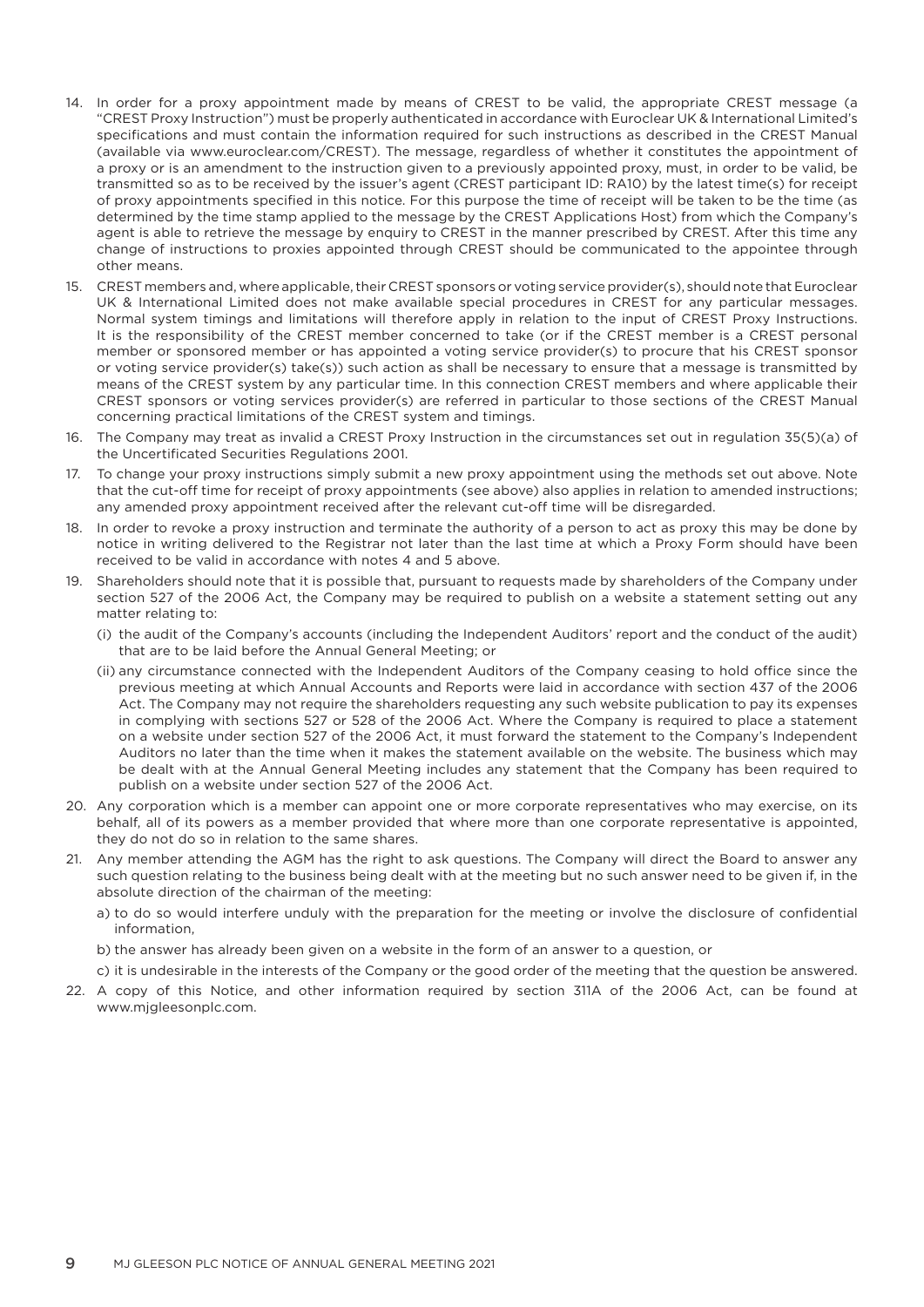14. In order for a proxy appointment made by means of CREST to be valid, the appropriate CREST message (a "CREST Proxy Instruction") must be properly authenticated in accordance with Euroclear UK & International Limited's specifications and must contain the information required for such instructions as described in the CREST Manual (available via www.euroclear.com/CREST). The message, regardless of whether it constitutes the appointment of a proxy or is an amendment to the instruction given to a previously appointed proxy, must, in order to be valid, be transmitted so as to be received by the issuer's agent (CREST participant ID: RA10) by the latest time(s) for receipt of proxy appointments specified in this notice. For this purpose the time of receipt will be taken to be the time (as determined by the time stamp applied to the message by the CREST Applications Host) from which the Company's agent is able to retrieve the message by enquiry to CREST in the manner prescribed by CREST. After this time any change of instructions to proxies appointed through CREST should be communicated to the appointee through other means.
15. CREST members and, where applicable, their CREST sponsors or voting service provider(s), should note that Euroclear UK & International Limited does not make available special procedures in CREST for any particular messages. Normal system timings and limitations will therefore apply in relation to the input of CREST Proxy Instructions. It is the responsibility of the CREST member concerned to take (or if the CREST member is a CREST personal member or sponsored member or has appointed a voting service provider(s) to procure that his CREST sponsor or voting service provider(s) take(s)) such action as shall be necessary to ensure that a message is transmitted by means of the CREST system by any particular time. In this connection CREST members and where applicable their CREST sponsors or voting services provider(s) are referred in particular to those sections of the CREST Manual concerning practical limitations of the CREST system and timings.
16. The Company may treat as invalid a CREST Proxy Instruction in the circumstances set out in regulation 35(5)(a) of the Uncertificated Securities Regulations 2001.
17. To change your proxy instructions simply submit a new proxy appointment using the methods set out above. Note that the cut-off time for receipt of proxy appointments (see above) also applies in relation to amended instructions; any amended proxy appointment received after the relevant cut-off time will be disregarded.
18. In order to revoke a proxy instruction and terminate the authority of a person to act as proxy this may be done by notice in writing delivered to the Registrar not later than the last time at which a Proxy Form should have been received to be valid in accordance with notes 4 and 5 above.
19. Shareholders should note that it is possible that, pursuant to requests made by shareholders of the Company under section 527 of the 2006 Act, the Company may be required to publish on a website a statement setting out any matter relating to:
    (i) the audit of the Company's accounts (including the Independent Auditors' report and the conduct of the audit) that are to be laid before the Annual General Meeting; or
    (ii) any circumstance connected with the Independent Auditors of the Company ceasing to hold office since the previous meeting at which Annual Accounts and Reports were laid in accordance with section 437 of the 2006 Act. The Company may not require the shareholders requesting any such website publication to pay its expenses in complying with sections 527 or 528 of the 2006 Act. Where the Company is required to place a statement on a website under section 527 of the 2006 Act, it must forward the statement to the Company's Independent Auditors no later than the time when it makes the statement available on the website. The business which may be dealt with at the Annual General Meeting includes any statement that the Company has been required to publish on a website under section 527 of the 2006 Act.
20. Any corporation which is a member can appoint one or more corporate representatives who may exercise, on its behalf, all of its powers as a member provided that where more than one corporate representative is appointed, they do not do so in relation to the same shares.
21. Any member attending the AGM has the right to ask questions. The Company will direct the Board to answer any such question relating to the business being dealt with at the meeting but no such answer need to be given if, in the absolute direction of the chairman of the meeting:
    a) to do so would interfere unduly with the preparation for the meeting or involve the disclosure of confidential information,
    b) the answer has already been given on a website in the form of an answer to a question, or
    c) it is undesirable in the interests of the Company or the good order of the meeting that the question be answered.
22. A copy of this Notice, and other information required by section 311A of the 2006 Act, can be found at www.mjgleesonplc.com.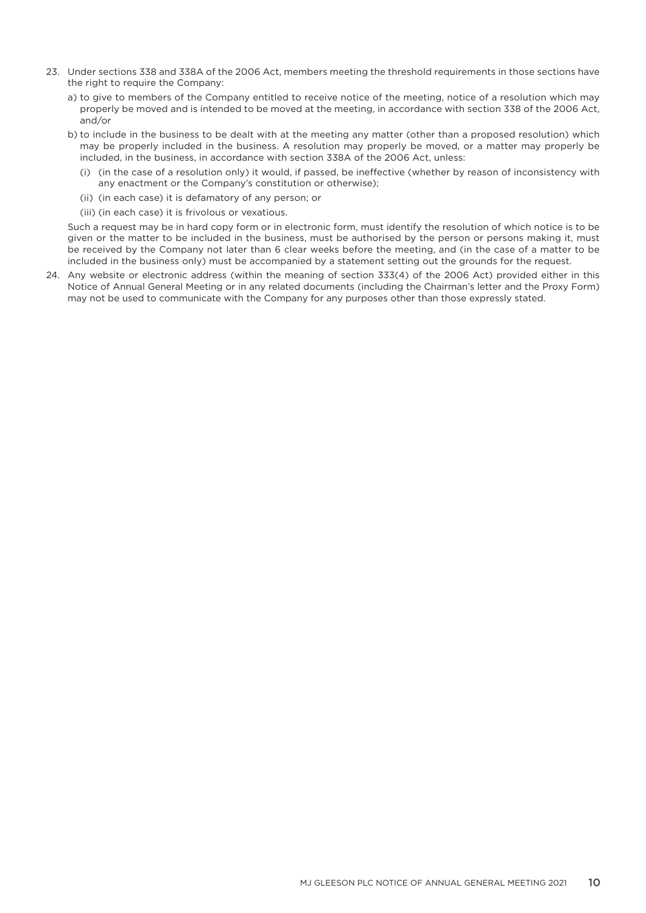23. Under sections 338 and 338A of the 2006 Act, members meeting the threshold requirements in those sections have the right to require the Company:

    a) to give to members of the Company entitled to receive notice of the meeting, notice of a resolution which may properly be moved and is intended to be moved at the meeting, in accordance with section 338 of the 2006 Act, and/or

    b) to include in the business to be dealt with at the meeting any matter (other than a proposed resolution) which may be properly included in the business. A resolution may properly be moved, or a matter may properly be included, in the business, in accordance with section 338A of the 2006 Act, unless:

       (i) (in the case of a resolution only) it would, if passed, be ineffective (whether by reason of inconsistency with any enactment or the Company's constitution or otherwise);

       (ii) (in each case) it is defamatory of any person; or

       (iii) (in each case) it is frivolous or vexatious.

    Such a request may be in hard copy form or in electronic form, must identify the resolution of which notice is to be given or the matter to be included in the business, must be authorised by the person or persons making it, must be received by the Company not later than 6 clear weeks before the meeting, and (in the case of a matter to be included in the business only) must be accompanied by a statement setting out the grounds for the request.

24. Any website or electronic address (within the meaning of section 333(4) of the 2006 Act) provided either in this Notice of Annual General Meeting or in any related documents (including the Chairman's letter and the Proxy Form) may not be used to communicate with the Company for any purposes other than those expressly stated.